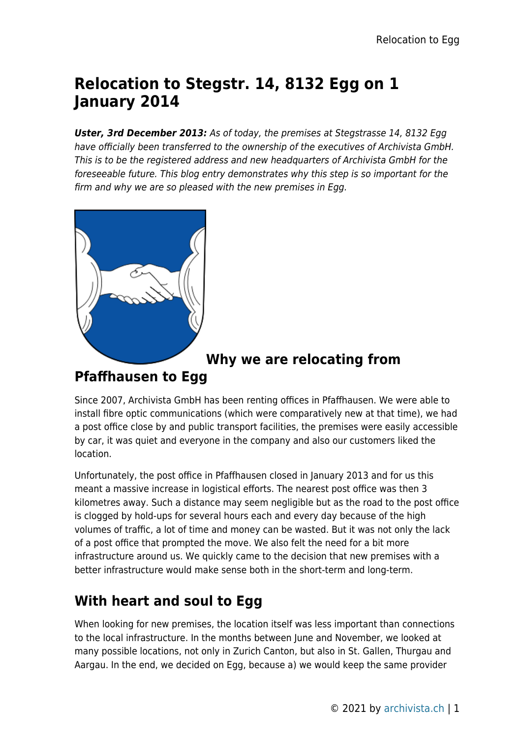# Relocation to Stegstr. 14, 8132 Egg on 1 January 2014

***Uster, 3rd December 2013:*** *As of today, the premises at Stegstrasse 14, 8132 Egg have officially been transferred to the ownership of the executives of Archivista GmbH. This is to be the registered address and new headquarters of Archivista GmbH for the foreseeable future. This blog entry demonstrates why this step is so important for the firm and why we are so pleased with the new premises in Egg.*

## Why we are relocating from Pfaffhausen to Egg

Since 2007, Archivista GmbH has been renting offices in Pfaffhausen. We were able to install fibre optic communications (which were comparatively new at that time), we had a post office close by and public transport facilities, the premises were easily accessible by car, it was quiet and everyone in the company and also our customers liked the location.

Unfortunately, the post office in Pfaffhausen closed in January 2013 and for us this meant a massive increase in logistical efforts. The nearest post office was then 3 kilometres away. Such a distance may seem negligible but as the road to the post office is clogged by hold-ups for several hours each and every day because of the high volumes of traffic, a lot of time and money can be wasted. But it was not only the lack of a post office that prompted the move. We also felt the need for a bit more infrastructure around us. We quickly came to the decision that new premises with a better infrastructure would make sense both in the short-term and long-term.

## With heart and soul to Egg

When looking for new premises, the location itself was less important than connections to the local infrastructure. In the months between June and November, we looked at many possible locations, not only in Zurich Canton, but also in St. Gallen, Thurgau and Aargau. In the end, we decided on Egg, because a) we would keep the same provider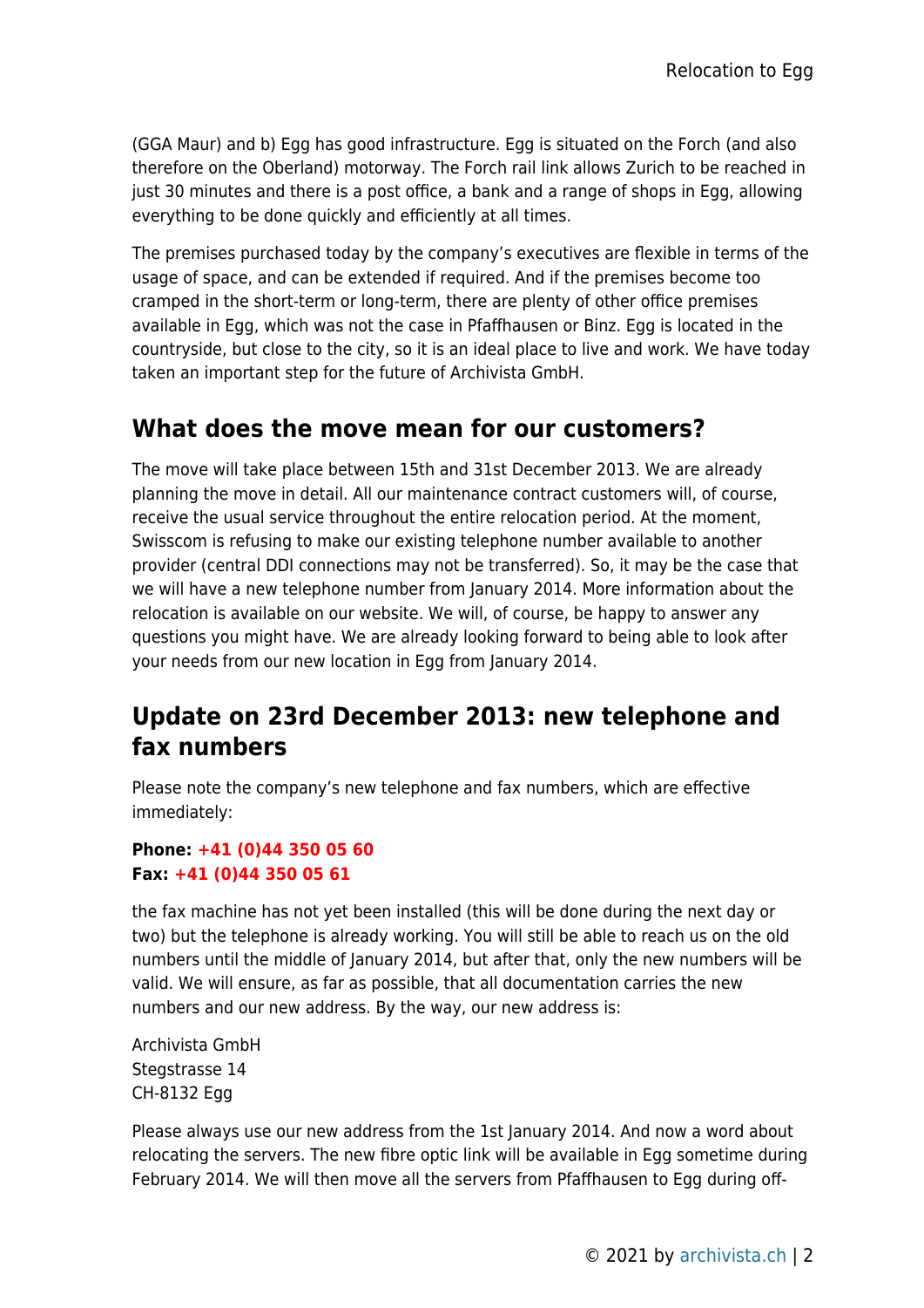(GGA Maur) and b) Egg has good infrastructure. Egg is situated on the Forch (and also therefore on the Oberland) motorway. The Forch rail link allows Zurich to be reached in just 30 minutes and there is a post office, a bank and a range of shops in Egg, allowing everything to be done quickly and efficiently at all times.

The premises purchased today by the company's executives are flexible in terms of the usage of space, and can be extended if required. And if the premises become too cramped in the short-term or long-term, there are plenty of other office premises available in Egg, which was not the case in Pfaffhausen or Binz. Egg is located in the countryside, but close to the city, so it is an ideal place to live and work. We have today taken an important step for the future of Archivista GmbH.

## What does the move mean for our customers?

The move will take place between 15th and 31st December 2013. We are already planning the move in detail. All our maintenance contract customers will, of course, receive the usual service throughout the entire relocation period. At the moment, Swisscom is refusing to make our existing telephone number available to another provider (central DDI connections may not be transferred). So, it may be the case that we will have a new telephone number from January 2014. More information about the relocation is available on our website. We will, of course, be happy to answer any questions you might have. We are already looking forward to being able to look after your needs from our new location in Egg from January 2014.

## Update on 23rd December 2013: new telephone and fax numbers

Please note the company's new telephone and fax numbers, which are effective immediately:

**Phone: +41 (0)44 350 05 60**
**Fax: +41 (0)44 350 05 61**

the fax machine has not yet been installed (this will be done during the next day or two) but the telephone is already working. You will still be able to reach us on the old numbers until the middle of January 2014, but after that, only the new numbers will be valid. We will ensure, as far as possible, that all documentation carries the new numbers and our new address. By the way, our new address is:

Archivista GmbH
Stegstrasse 14
CH-8132 Egg

Please always use our new address from the 1st January 2014. And now a word about relocating the servers. The new fibre optic link will be available in Egg sometime during February 2014. We will then move all the servers from Pfaffhausen to Egg during off-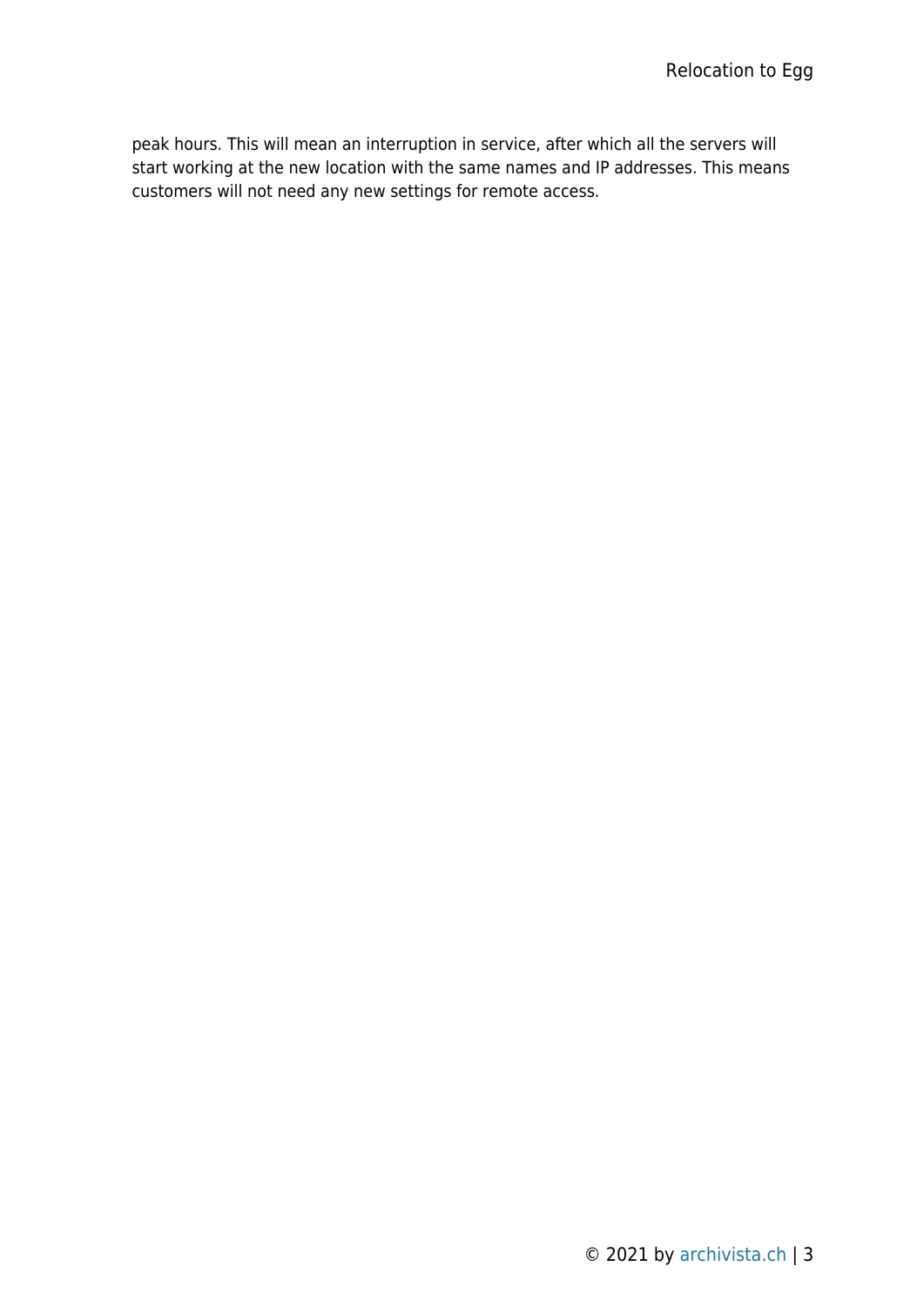peak hours. This will mean an interruption in service, after which all the servers will start working at the new location with the same names and IP addresses. This means customers will not need any new settings for remote access.